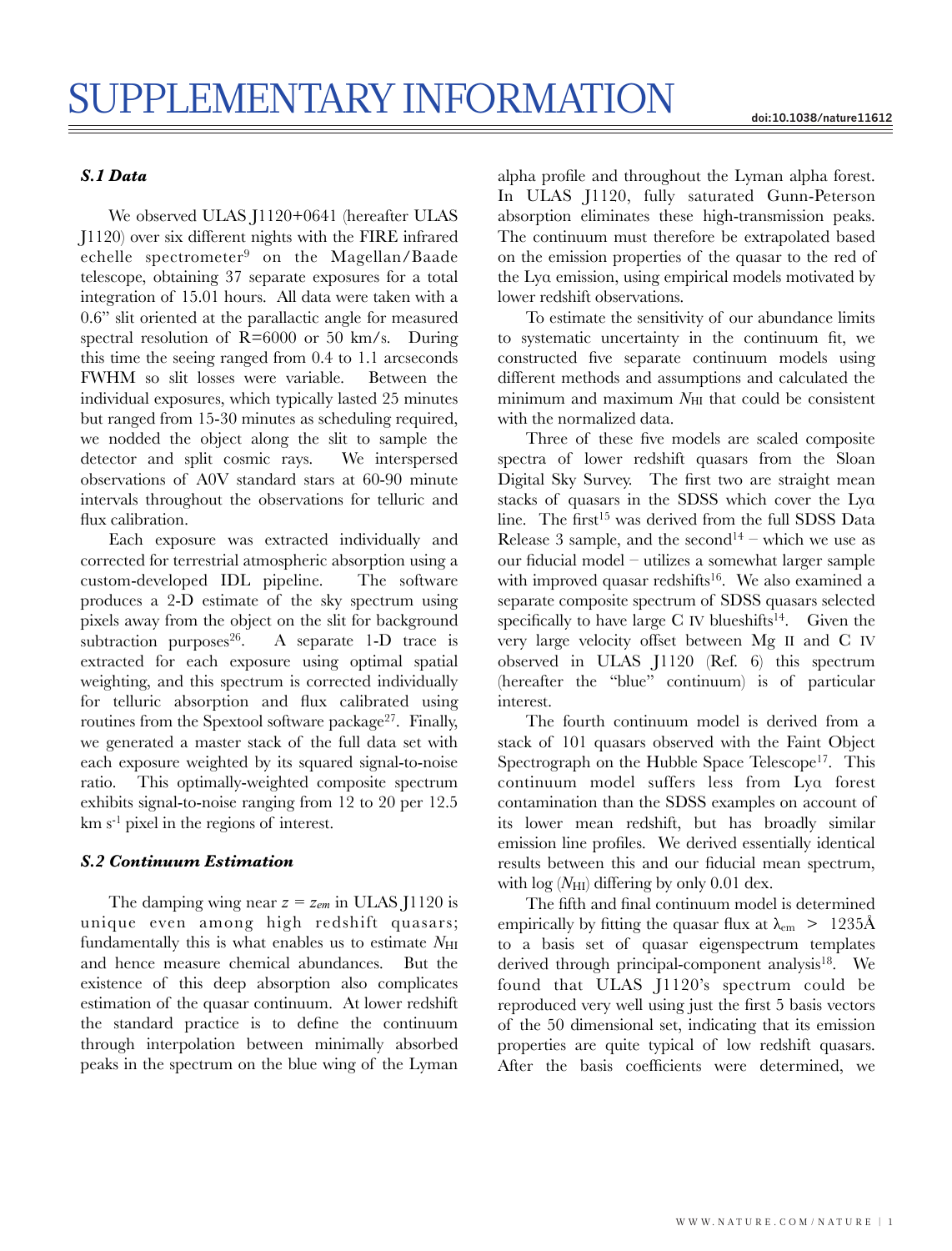# SUPPLEMENTARY INFORMATION

doi:10.1038/nature11612

### *S.1 Data*

We observed ULAS J1120+0641 (hereafter ULAS J1120) over six different nights with the FIRE infrared echelle spectrometer[9] on the Magellan/Baade telescope, obtaining 37 separate exposures for a total integration of 15.01 hours. All data were taken with a 0.6" slit oriented at the parallactic angle for measured spectral resolution of R=6000 or 50 km/s. During this time the seeing ranged from 0.4 to 1.1 arcseconds FWHM so slit losses were variable. Between the individual exposures, which typically lasted 25 minutes but ranged from 15-30 minutes as scheduling required, we nodded the object along the slit to sample the detector and split cosmic rays. We interspersed observations of A0V standard stars at 60-90 minute intervals throughout the observations for telluric and flux calibration.

Each exposure was extracted individually and corrected for terrestrial atmospheric absorption using a custom-developed IDL pipeline. The software produces a 2-D estimate of the sky spectrum using pixels away from the object on the slit for background subtraction purposes[26]. A separate 1-D trace is extracted for each exposure using optimal spatial weighting, and this spectrum is corrected individually for telluric absorption and flux calibrated using routines from the Spextool software package[27]. Finally, we generated a master stack of the full data set with each exposure weighted by its squared signal-to-noise ratio. This optimally-weighted composite spectrum exhibits signal-to-noise ranging from 12 to 20 per 12.5 km $s^{-1}$ pixel in the regions of interest.

### *S.2 Continuum Estimation*

The damping wing near $z = z_{em}$ in ULAS J1120 is unique even among high redshift quasars; fundamentally this is what enables us to estimate $N_{HI}$ and hence measure chemical abundances. But the existence of this deep absorption also complicates estimation of the quasar continuum. At lower redshift the standard practice is to define the continuum through interpolation between minimally absorbed peaks in the spectrum on the blue wing of the Lyman alpha profile and throughout the Lyman alpha forest. In ULAS J1120, fully saturated Gunn-Peterson absorption eliminates these high-transmission peaks. The continuum must therefore be extrapolated based on the emission properties of the quasar to the red of the Lyα emission, using empirical models motivated by lower redshift observations.

To estimate the sensitivity of our abundance limits to systematic uncertainty in the continuum fit, we constructed five separate continuum models using different methods and assumptions and calculated the minimum and maximum $N_{HI}$ that could be consistent with the normalized data.

Three of these five models are scaled composite spectra of lower redshift quasars from the Sloan Digital Sky Survey. The first two are straight mean stacks of quasars in the SDSS which cover the Lyα line. The first[15] was derived from the full SDSS Data Release 3 sample, and the second[14] – which we use as our fiducial model – utilizes a somewhat larger sample with improved quasar redshifts[16]. We also examined a separate composite spectrum of SDSS quasars selected specifically to have large C IV blueshifts[14]. Given the very large velocity offset between Mg II and C IV observed in ULAS J1120 (Ref. 6) this spectrum (hereafter the "blue" continuum) is of particular interest.

The fourth continuum model is derived from a stack of 101 quasars observed with the Faint Object Spectrograph on the Hubble Space Telescope[17]. This continuum model suffers less from Lyα forest contamination than the SDSS examples on account of its lower mean redshift, but has broadly similar emission line profiles. We derived essentially identical results between this and our fiducial mean spectrum, with log ($N_{HI}$) differing by only 0.01 dex.

The fifth and final continuum model is determined empirically by fitting the quasar flux at $\lambda_{em} > 1235$Å to a basis set of quasar eigenspectrum templates derived through principal-component analysis[18]. We found that ULAS J1120's spectrum could be reproduced very well using just the first 5 basis vectors of the 50 dimensional set, indicating that its emission properties are quite typical of low redshift quasars. After the basis coefficients were determined, we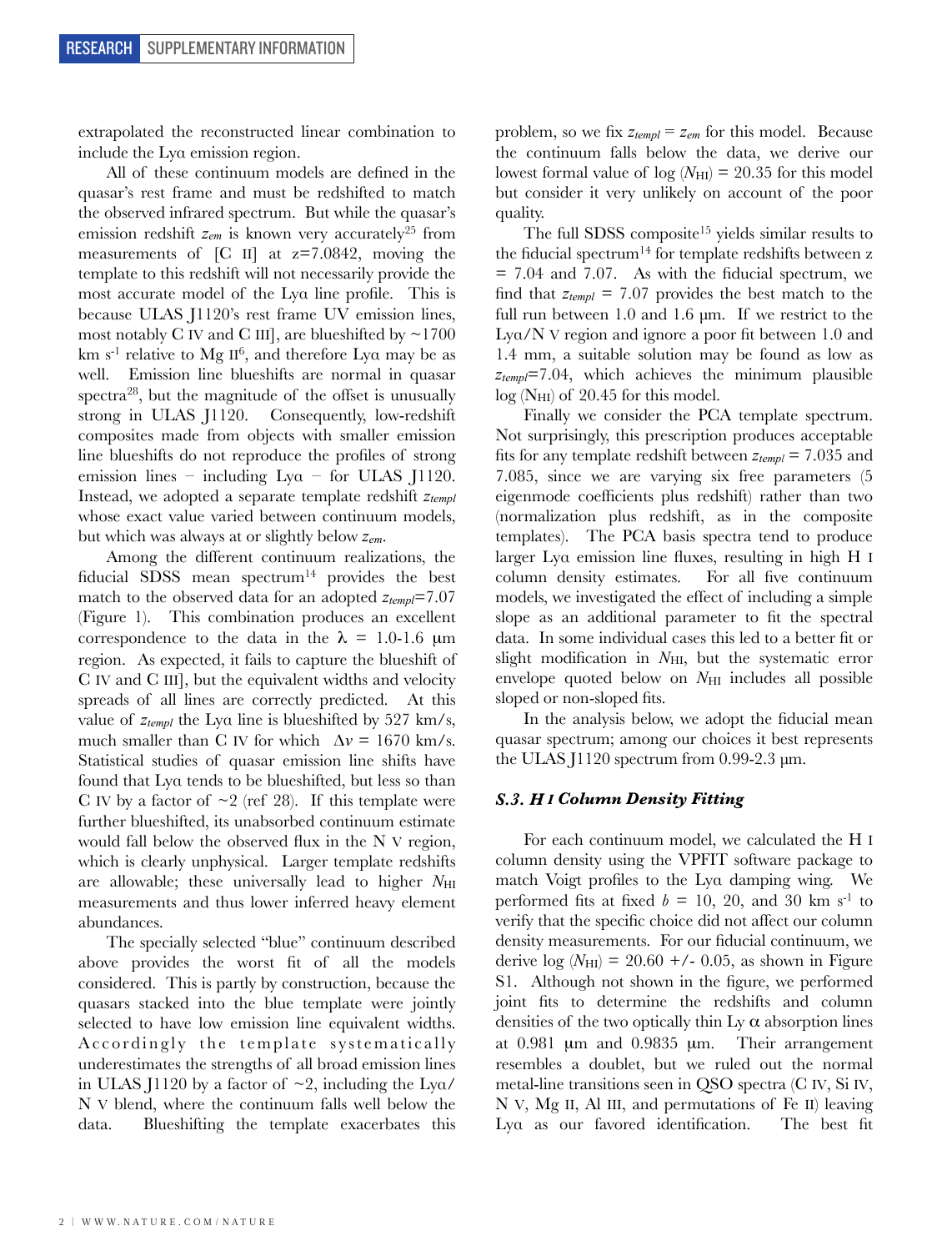extrapolated the reconstructed linear combination to include the Lyα emission region.

All of these continuum models are defined in the quasar's rest frame and must be redshifted to match the observed infrared spectrum. But while the quasar's emission redshift $z_{em}$ is known very accurately[25] from measurements of [C II] at z=7.0842, moving the template to this redshift will not necessarily provide the most accurate model of the Lyα line profile. This is because ULAS J1120's rest frame UV emission lines, most notably C IV and C III], are blueshifted by ~1700 km s$^{-1}$ relative to Mg II[6], and therefore Lyα may be as well. Emission line blueshifts are normal in quasar spectra[28], but the magnitude of the offset is unusually strong in ULAS J1120. Consequently, low-redshift composites made from objects with smaller emission line blueshifts do not reproduce the profiles of strong emission lines – including Lyα – for ULAS J1120. Instead, we adopted a separate template redshift $z_{templ}$ whose exact value varied between continuum models, but which was always at or slightly below $z_{em}$.

Among the different continuum realizations, the fiducial SDSS mean spectrum[14] provides the best match to the observed data for an adopted $z_{templ}$=7.07 (Figure 1). This combination produces an excellent correspondence to the data in the $\lambda$ = 1.0-1.6 μm region. As expected, it fails to capture the blueshift of C IV and C III], but the equivalent widths and velocity spreads of all lines are correctly predicted. At this value of $z_{templ}$ the Lyα line is blueshifted by 527 km/s, much smaller than C IV for which $\Delta v$ = 1670 km/s. Statistical studies of quasar emission line shifts have found that Lyα tends to be blueshifted, but less so than C IV by a factor of ~2 (ref 28). If this template were further blueshifted, its unabsorbed continuum estimate would fall below the observed flux in the N V region, which is clearly unphysical. Larger template redshifts are allowable; these universally lead to higher $N_{HI}$ measurements and thus lower inferred heavy element abundances.

The specially selected "blue" continuum described above provides the worst fit of all the models considered. This is partly by construction, because the quasars stacked into the blue template were jointly selected to have low emission line equivalent widths. Accordingly the template systematically underestimates the strengths of all broad emission lines in ULAS J1120 by a factor of ~2, including the Lyα/N V blend, where the continuum falls well below the data. Blueshifting the template exacerbates this problem, so we fix $z_{templ}$ = $z_{em}$ for this model. Because the continuum falls below the data, we derive our lowest formal value of log ($N_{HI}$) = 20.35 for this model but consider it very unlikely on account of the poor quality.

The full SDSS composite[15] yields similar results to the fiducial spectrum[14] for template redshifts between z = 7.04 and 7.07. As with the fiducial spectrum, we find that $z_{templ}$ = 7.07 provides the best match to the full run between 1.0 and 1.6 μm. If we restrict to the Lyα/N V region and ignore a poor fit between 1.0 and 1.4 mm, a suitable solution may be found as low as $z_{templ}$=7.04, which achieves the minimum plausible log ($N_{HI}$) of 20.45 for this model.

Finally we consider the PCA template spectrum. Not surprisingly, this prescription produces acceptable fits for any template redshift between $z_{templ}$ = 7.035 and 7.085, since we are varying six free parameters (5 eigenmode coefficients plus redshift) rather than two (normalization plus redshift, as in the composite templates). The PCA basis spectra tend to produce larger Lyα emission line fluxes, resulting in high H I column density estimates. For all five continuum models, we investigated the effect of including a simple slope as an additional parameter to fit the spectral data. In some individual cases this led to a better fit or slight modification in $N_{HI}$, but the systematic error envelope quoted below on $N_{HI}$ includes all possible sloped or non-sloped fits.

In the analysis below, we adopt the fiducial mean quasar spectrum; among our choices it best represents the ULAS J1120 spectrum from 0.99-2.3 μm.

### *S.3. H I Column Density Fitting*

For each continuum model, we calculated the H I column density using the VPFIT software package to match Voigt profiles to the Lyα damping wing. We performed fits at fixed $b$ = 10, 20, and 30 km s$^{-1}$ to verify that the specific choice did not affect our column density measurements. For our fiducial continuum, we derive log ($N_{HI}$) = 20.60 +/- 0.05, as shown in Figure S1. Although not shown in the figure, we performed joint fits to determine the redshifts and column densities of the two optically thin Ly α absorption lines at 0.981 μm and 0.9835 μm. Their arrangement resembles a doublet, but we ruled out the normal metal-line transitions seen in QSO spectra (C IV, Si IV, N V, Mg II, Al III, and permutations of Fe II) leaving Lyα as our favored identification. The best fit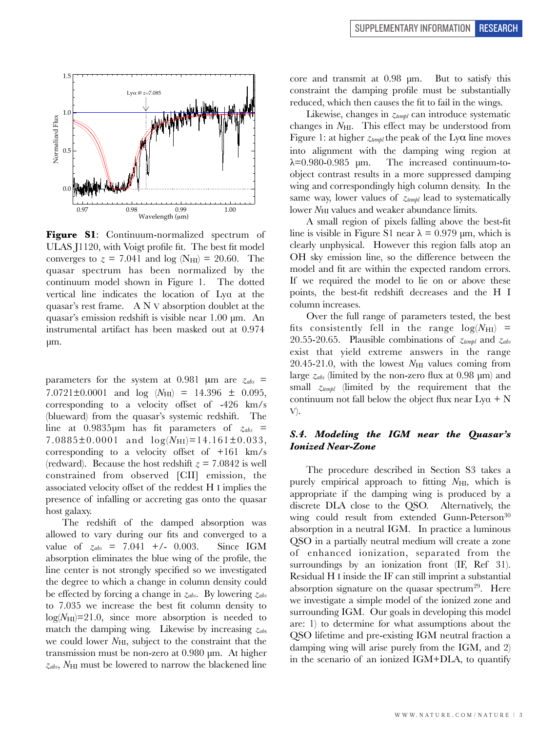**Figure S1**: Continuum-normalized spectrum of ULAS J1120, with Voigt profile fit. The best fit model converges to $z$ = 7.041 and log ($N_{HI}$) = 20.60. The quasar spectrum has been normalized by the continuum model shown in Figure 1. The dotted vertical line indicates the location of Lyα at the quasar's rest frame. A N V absorption doublet at the quasar's emission redshift is visible near 1.00 μm. An instrumental artifact has been masked out at 0.974 μm.

parameters for the system at 0.981 μm are $z_{abs}$ = 7.0721±0.0001 and log ($N_{HI}$) = 14.396 ± 0.095, corresponding to a velocity offset of -426 km/s (blueward) from the quasar's systemic redshift. The line at 0.9835μm has fit parameters of $z_{abs}$ = 7.0885±0.0001 and log($N_{HI}$)=14.161±0.033, corresponding to a velocity offset of +161 km/s (redward). Because the host redshift $z$ = 7.0842 is well constrained from observed [CII] emission, the associated velocity offset of the reddest H I implies the presence of infalling or accreting gas onto the quasar host galaxy.

The redshift of the damped absorption was allowed to vary during our fits and converged to a value of $z_{abs}$ = 7.041 +/- 0.003. Since IGM absorption eliminates the blue wing of the profile, the line center is not strongly specified so we investigated the degree to which a change in column density could be effected by forcing a change in $z_{abs}$. By lowering $z_{abs}$ to 7.035 we increase the best fit column density to log($N_{HI}$)=21.0, since more absorption is needed to match the damping wing. Likewise by increasing $z_{abs}$ we could lower $N_{HI}$, subject to the constraint that the transmission must be non-zero at 0.980 μm. At higher $z_{abs}$, $N_{HI}$ must be lowered to narrow the blackened line core and transmit at 0.98 μm. But to satisfy this constraint the damping profile must be substantially reduced, which then causes the fit to fail in the wings.

Likewise, changes in $z_{templ}$ can introduce systematic changes in $N_{HI}$. This effect may be understood from Figure 1: at higher $z_{templ}$ the peak of the Lyα line moves into alignment with the damping wing region at λ=0.980-0.985 μm. The increased continuum-to-object contrast results in a more suppressed damping wing and correspondingly high column density. In the same way, lower values of $z_{templ}$ lead to systematically lower $N_{HI}$ values and weaker abundance limits.

A small region of pixels falling above the best-fit line is visible in Figure S1 near λ = 0.979 μm, which is clearly unphysical. However this region falls atop an OH sky emission line, so the difference between the model and fit are within the expected random errors. If we required the model to lie on or above these points, the best-fit redshift decreases and the H I column increases.

Over the full range of parameters tested, the best fits consistently fell in the range log($N_{HI}$) = 20.55-20.65. Plausible combinations of $z_{templ}$ and $z_{abs}$ exist that yield extreme answers in the range 20.45-21.0, with the lowest $N_{HI}$ values coming from large $z_{abs}$ (limited by the non-zero flux at 0.98 μm) and small $z_{templ}$ (limited by the requirement that the continuum not fall below the object flux near Lyα + N V).

### *S.4. Modeling the IGM near the Quasar's Ionized Near-Zone*

The procedure described in Section S3 takes a purely empirical approach to fitting $N_{HI}$, which is appropriate if the damping wing is produced by a discrete DLA close to the QSO. Alternatively, the wing could result from extended Gunn-Peterson[30] absorption in a neutral IGM. In practice a luminous QSO in a partially neutral medium will create a zone of enhanced ionization, separated from the surroundings by an ionization front (IF, Ref 31). Residual H I inside the IF can still imprint a substantial absorption signature on the quasar spectrum[29]. Here we investigate a simple model of the ionized zone and surrounding IGM. Our goals in developing this model are: 1) to determine for what assumptions about the QSO lifetime and pre-existing IGM neutral fraction a damping wing will arise purely from the IGM, and 2) in the scenario of an ionized IGM+DLA, to quantify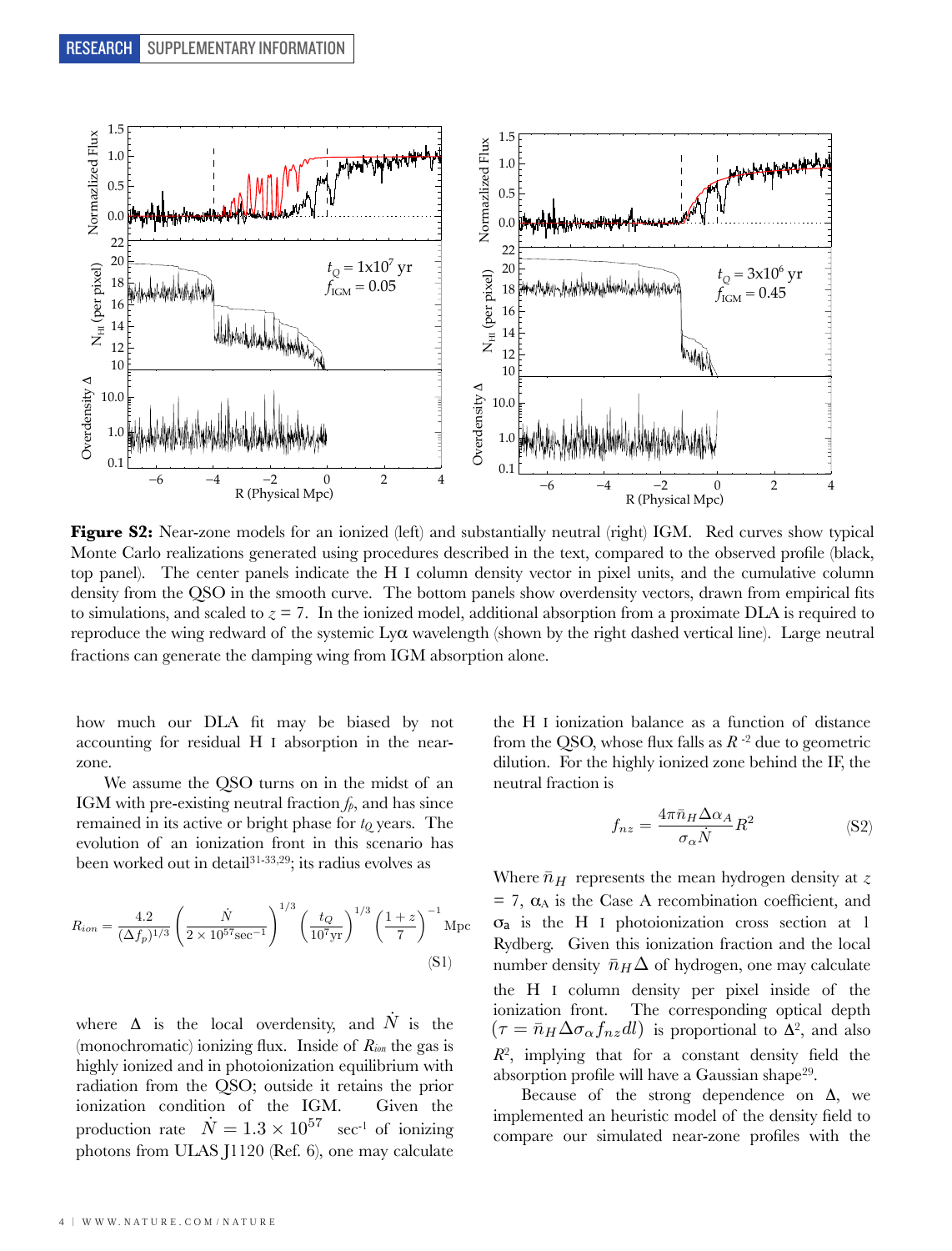**Figure S2:** Near-zone models for an ionized (left) and substantially neutral (right) IGM. Red curves show typical Monte Carlo realizations generated using procedures described in the text, compared to the observed profile (black, top panel). The center panels indicate the H I column density vector in pixel units, and the cumulative column density from the QSO in the smooth curve. The bottom panels show overdensity vectors, drawn from empirical fits to simulations, and scaled to $z = 7$. In the ionized model, additional absorption from a proximate DLA is required to reproduce the wing redward of the systemic Ly$\alpha$ wavelength (shown by the right dashed vertical line). Large neutral fractions can generate the damping wing from IGM absorption alone.

how much our DLA fit may be biased by not accounting for residual H I absorption in the near-zone.

We assume the QSO turns on in the midst of an IGM with pre-existing neutral fraction $f_p$, and has since remained in its active or bright phase for $t_Q$ years. The evolution of an ionization front in this scenario has been worked out in detail[31-33,29]; its radius evolves as

$$R_{ion} = \frac{4.2}{(\Delta f_p)^{1/3}} \left( \frac{\dot{N}}{2 \times 10^{57} \mathrm{sec}^{-1}} \right)^{1/3} \left( \frac{t_Q}{10^7 \mathrm{yr}} \right)^{1/3} \left( \frac{1+z}{7} \right)^{-1} \mathrm{Mpc} \tag{S1}$$

where $\Delta$ is the local overdensity, and $\dot{N}$ is the (monochromatic) ionizing flux. Inside of $R_{ion}$ the gas is highly ionized and in photoionization equilibrium with radiation from the QSO; outside it retains the prior ionization condition of the IGM. Given the production rate $\dot{N} = 1.3 \times 10^{57}$ sec$^{-1}$ of ionizing photons from ULAS J1120 (Ref. 6), one may calculate the H I ionization balance as a function of distance from the QSO, whose flux falls as $R^{-2}$ due to geometric dilution. For the highly ionized zone behind the IF, the neutral fraction is

$$f_{nz} = \frac{4\pi \bar{n}_H \Delta \alpha_A}{\sigma_\alpha \dot{N}} R^2 \tag{S2}$$

Where $\bar{n}_H$ represents the mean hydrogen density at $z = 7$, $\alpha_A$ is the Case A recombination coefficient, and $\sigma_a$ is the H I photoionization cross section at 1 Rydberg. Given this ionization fraction and the local number density $\bar{n}_H \Delta$ of hydrogen, one may calculate the H I column density per pixel inside of the ionization front. The corresponding optical depth $(\tau = \bar{n}_H \Delta \sigma_\alpha f_{nz} dl)$ is proportional to $\Delta^2$, and also $R^2$, implying that for a constant density field the absorption profile will have a Gaussian shape[29].

Because of the strong dependence on $\Delta$, we implemented an heuristic model of the density field to compare our simulated near-zone profiles with the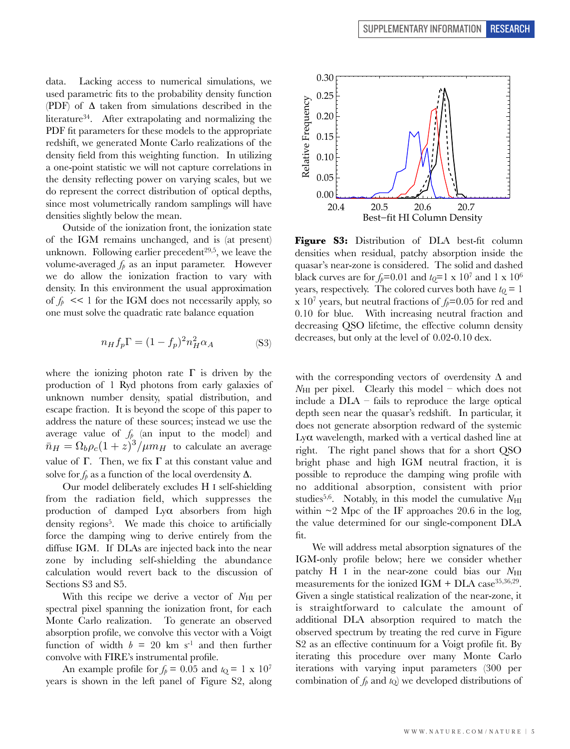data. Lacking access to numerical simulations, we used parametric fits to the probability density function (PDF) of $\Delta$ taken from simulations described in the literature[34]. After extrapolating and normalizing the PDF fit parameters for these models to the appropriate redshift, we generated Monte Carlo realizations of the density field from this weighting function. In utilizing a one-point statistic we will not capture correlations in the density reflecting power on varying scales, but we do represent the correct distribution of optical depths, since most volumetrically random samplings will have densities slightly below the mean.

Outside of the ionization front, the ionization state of the IGM remains unchanged, and is (at present) unknown. Following earlier precedent[29,5], we leave the volume-averaged $f_p$ as an input parameter. However we do allow the ionization fraction to vary with density. In this environment the usual approximation of $f_p << 1$ for the IGM does not necessarily apply, so one must solve the quadratic rate balance equation

$$n_H f_p \Gamma = (1 - f_p)^2 n_H^2 \alpha_A \qquad \text{(S3)}$$

where the ionizing photon rate $\Gamma$ is driven by the production of 1 Ryd photons from early galaxies of unknown number density, spatial distribution, and escape fraction. It is beyond the scope of this paper to address the nature of these sources; instead we use the average value of $f_p$ (an input to the model) and $\bar{n}_H = \Omega_b \rho_c (1+z)^3 / \mu m_H$ to calculate an average value of $\Gamma$. Then, we fix $\Gamma$ at this constant value and solve for $f_p$ as a function of the local overdensity $\Delta$.

Our model deliberately excludes H I self-shielding from the radiation field, which suppresses the production of damped Ly$\alpha$ absorbers from high density regions[5]. We made this choice to artificially force the damping wing to derive entirely from the diffuse IGM. If DLAs are injected back into the near zone by including self-shielding the abundance calculation would revert back to the discussion of Sections S3 and S5.

With this recipe we derive a vector of $N_{\rm HI}$ per spectral pixel spanning the ionization front, for each Monte Carlo realization. To generate an observed absorption profile, we convolve this vector with a Voigt function of width $b$ = 20 km s$^{-1}$ and then further convolve with FIRE's instrumental profile.

An example profile for $f_p$ = 0.05 and $t_Q$ = 1 x 10$^7$ years is shown in the left panel of Figure S2, along with the corresponding vectors of overdensity $\Delta$ and $N_{\rm HI}$ per pixel. Clearly this model – which does not include a DLA – fails to reproduce the large optical depth seen near the quasar's redshift. In particular, it does not generate absorption redward of the systemic Ly$\alpha$ wavelength, marked with a vertical dashed line at right. The right panel shows that for a short QSO bright phase and high IGM neutral fraction, it is possible to reproduce the damping wing profile with no additional absorption, consistent with prior studies[5,6]. Notably, in this model the cumulative $N_{\rm HI}$ within ~2 Mpc of the IF approaches 20.6 in the log, the value determined for our single-component DLA fit.

**Figure S3:** Distribution of DLA best-fit column densities when residual, patchy absorption inside the quasar's near-zone is considered. The solid and dashed black curves are for $f_p$=0.01 and $t_Q$=1 x 10$^7$ and 1 x 10$^6$ years, respectively. The colored curves both have $t_Q$ = 1 x 10$^7$ years, but neutral fractions of $f_p$=0.05 for red and 0.10 for blue. With increasing neutral fraction and decreasing QSO lifetime, the effective column density decreases, but only at the level of 0.02-0.10 dex.

We will address metal absorption signatures of the IGM-only profile below; here we consider whether patchy H I in the near-zone could bias our $N_{\rm HI}$ measurements for the ionized IGM + DLA case[35,36,29]. Given a single statistical realization of the near-zone, it is straightforward to calculate the amount of additional DLA absorption required to match the observed spectrum by treating the red curve in Figure S2 as an effective continuum for a Voigt profile fit. By iterating this procedure over many Monte Carlo iterations with varying input parameters (300 per combination of $f_p$ and $t_Q$) we developed distributions of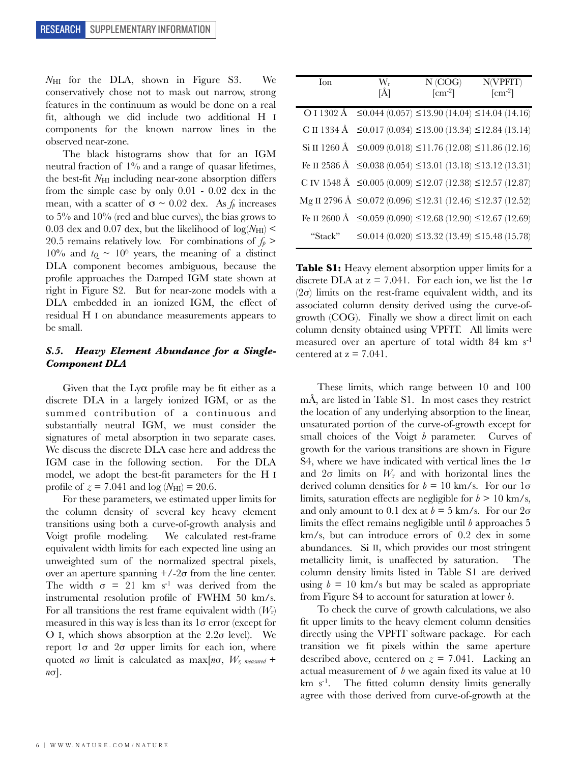$N_{HI}$ for the DLA, shown in Figure S3. We conservatively chose not to mask out narrow, strong features in the continuum as would be done on a real fit, although we did include two additional H I components for the known narrow lines in the observed near-zone.

The black histograms show that for an IGM neutral fraction of 1% and a range of quasar lifetimes, the best-fit $N_{HI}$ including near-zone absorption differs from the simple case by only 0.01 - 0.02 dex in the mean, with a scatter of $\sigma \sim 0.02$ dex. As $f_p$ increases to 5% and 10% (red and blue curves), the bias grows to 0.03 dex and 0.07 dex, but the likelihood of $\log(N_{HI}) < 20.5$ remains relatively low. For combinations of $f_p > 10\%$ and $t_Q \sim 10^6$ years, the meaning of a distinct DLA component becomes ambiguous, because the profile approaches the Damped IGM state shown at right in Figure S2. But for near-zone models with a DLA embedded in an ionized IGM, the effect of residual H I on abundance measurements appears to be small.

### *S.5. Heavy Element Abundance for a Single-Component DLA*

Given that the Lyα profile may be fit either as a discrete DLA in a largely ionized IGM, or as the summed contribution of a continuous and substantially neutral IGM, we must consider the signatures of metal absorption in two separate cases. We discuss the discrete DLA case here and address the IGM case in the following section. For the DLA model, we adopt the best-fit parameters for the H I profile of $z = 7.041$ and $\log(N_{HI}) = 20.6$.

For these parameters, we estimated upper limits for the column density of several key heavy element transitions using both a curve-of-growth analysis and Voigt profile modeling. We calculated rest-frame equivalent width limits for each expected line using an unweighted sum of the normalized spectral pixels, over an aperture spanning $+/-2\sigma$ from the line center. The width $\sigma = 21$ km s$^{-1}$ was derived from the instrumental resolution profile of FWHM 50 km/s. For all transitions the rest frame equivalent width ($W_r$) measured in this way is less than its 1σ error (except for O I, which shows absorption at the 2.2σ level). We report 1σ and 2σ upper limits for each ion, where quoted $n\sigma$ limit is calculated as $\max[n\sigma, W_{r,\,measured} + n\sigma]$.

| Ion | $W_r$ [Å] | N (COG) [cm$^{-2}$] | N(VPFIT) [cm$^{-2}$] |
|---|---|---|---|
| O I 1302 Å | ≤0.044 (0.057) | ≤13.90 (14.04) | ≤14.04 (14.16) |
| C II 1334 Å | ≤0.017 (0.034) | ≤13.00 (13.34) | ≤12.84 (13.14) |
| Si II 1260 Å | ≤0.009 (0.018) | ≤11.76 (12.08) | ≤11.86 (12.16) |
| Fe II 2586 Å | ≤0.038 (0.054) | ≤13.01 (13.18) | ≤13.12 (13.31) |
| C IV 1548 Å | ≤0.005 (0.009) | ≤12.07 (12.38) | ≤12.57 (12.87) |
| Mg II 2796 Å | ≤0.072 (0.096) | ≤12.31 (12.46) | ≤12.37 (12.52) |
| Fe II 2600 Å | ≤0.059 (0.090) | ≤12.68 (12.90) | ≤12.67 (12.69) |
| "Stack" | ≤0.014 (0.020) | ≤13.32 (13.49) | ≤15.48 (15.78) |

**Table S1:** Heavy element absorption upper limits for a discrete DLA at z = 7.041. For each ion, we list the 1σ (2σ) limits on the rest-frame equivalent width, and its associated column density derived using the curve-of-growth (COG). Finally we show a direct limit on each column density obtained using VPFIT. All limits were measured over an aperture of total width 84 km s$^{-1}$ centered at z = 7.041.

These limits, which range between 10 and 100 mÅ, are listed in Table S1. In most cases they restrict the location of any underlying absorption to the linear, unsaturated portion of the curve-of-growth except for small choices of the Voigt $b$ parameter. Curves of growth for the various transitions are shown in Figure S4, where we have indicated with vertical lines the 1σ and 2σ limits on $W_r$ and with horizontal lines the derived column densities for $b = 10$ km/s. For our 1σ limits, saturation effects are negligible for $b > 10$ km/s, and only amount to 0.1 dex at $b = 5$ km/s. For our 2σ limits the effect remains negligible until $b$ approaches 5 km/s, but can introduce errors of 0.2 dex in some abundances. Si II, which provides our most stringent metallicity limit, is unaffected by saturation. The column density limits listed in Table S1 are derived using $b = 10$ km/s but may be scaled as appropriate from Figure S4 to account for saturation at lower $b$.

To check the curve of growth calculations, we also fit upper limits to the heavy element column densities directly using the VPFIT software package. For each transition we fit pixels within the same aperture described above, centered on $z = 7.041$. Lacking an actual measurement of $b$ we again fixed its value at 10 km s$^{-1}$. The fitted column density limits generally agree with those derived from curve-of-growth at the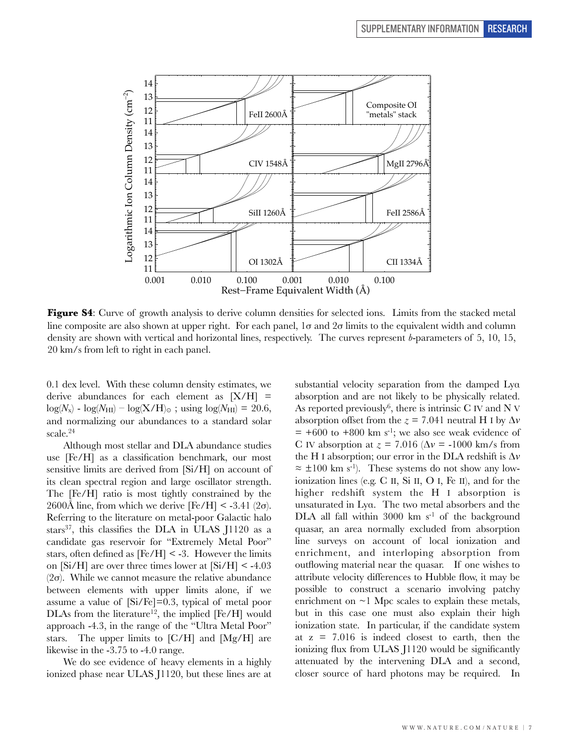**Figure S4**: Curve of growth analysis to derive column densities for selected ions. Limits from the stacked metal line composite are also shown at upper right. For each panel, 1σ and 2σ limits to the equivalent width and column density are shown with vertical and horizontal lines, respectively. The curves represent *b*-parameters of 5, 10, 15, 20 km/s from left to right in each panel.

0.1 dex level. With these column density estimates, we derive abundances for each element as [X/H] = $\log(N_{\rm x}) - \log(N_{\rm HI}) - \log({\rm X/H})_\odot$ ; using $\log(N_{\rm HI}) = 20.6$, and normalizing our abundances to a standard solar scale.[24]

Although most stellar and DLA abundance studies use [Fe/H] as a classification benchmark, our most sensitive limits are derived from [Si/H] on account of its clean spectral region and large oscillator strength. The [Fe/H] ratio is most tightly constrained by the 2600Å line, from which we derive [Fe/H] < -3.41 (2σ). Referring to the literature on metal-poor Galactic halo stars[37], this classifies the DLA in ULAS J1120 as a candidate gas reservoir for "Extremely Metal Poor" stars, often defined as [Fe/H] < -3. However the limits on [Si/H] are over three times lower at [Si/H] < -4.03 (2σ). While we cannot measure the relative abundance between elements with upper limits alone, if we assume a value of [Si/Fe]=0.3, typical of metal poor DLAs from the literature[12], the implied [Fe/H] would approach -4.3, in the range of the "Ultra Metal Poor" stars. The upper limits to [C/H] and [Mg/H] are likewise in the -3.75 to -4.0 range.

We do see evidence of heavy elements in a highly ionized phase near ULAS J1120, but these lines are at substantial velocity separation from the damped Lyα absorption and are not likely to be physically related. As reported previously[6], there is intrinsic C IV and N V absorption offset from the $z = 7.041$ neutral H I by $\Delta v$ = +600 to +800 km s$^{-1}$; we also see weak evidence of C IV absorption at $z = 7.016$ ($\Delta v$ = -1000 km/s from the H I absorption; our error in the DLA redshift is $\Delta v \approx \pm 100$ km s$^{-1}$). These systems do not show any low-ionization lines (e.g. C II, Si II, O I, Fe II), and for the higher redshift system the H I absorption is unsaturated in Lyα. The two metal absorbers and the DLA all fall within 3000 km s$^{-1}$ of the background quasar, an area normally excluded from absorption line surveys on account of local ionization and enrichment, and interloping absorption from outflowing material near the quasar. If one wishes to attribute velocity differences to Hubble flow, it may be possible to construct a scenario involving patchy enrichment on ~1 Mpc scales to explain these metals, but in this case one must also explain their high ionization state. In particular, if the candidate system at z = 7.016 is indeed closest to earth, then the ionizing flux from ULAS J1120 would be significantly attenuated by the intervening DLA and a second, closer source of hard photons may be required. In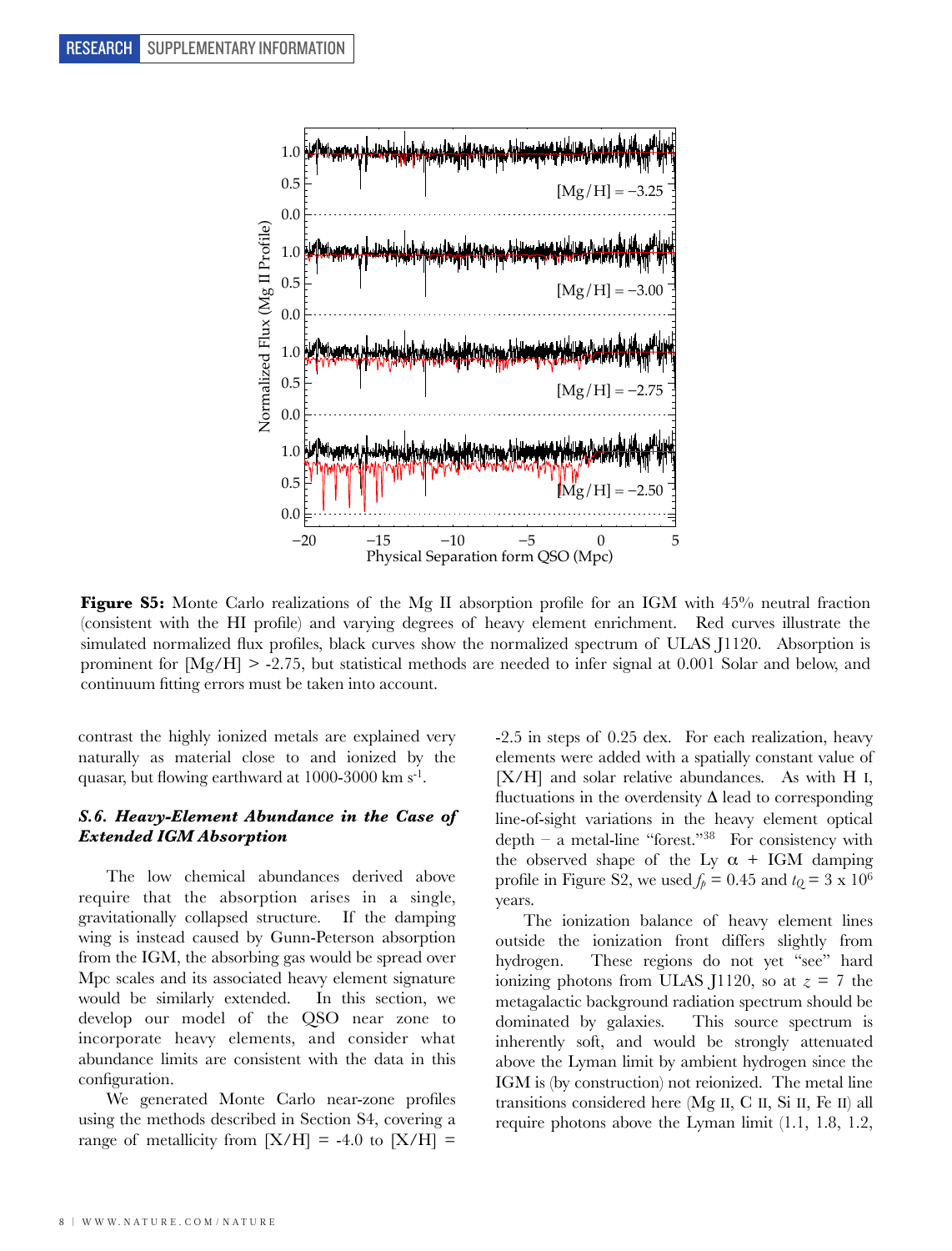**Figure S5:** Monte Carlo realizations of the Mg II absorption profile for an IGM with 45% neutral fraction (consistent with the HI profile) and varying degrees of heavy element enrichment. Red curves illustrate the simulated normalized flux profiles, black curves show the normalized spectrum of ULAS J1120. Absorption is prominent for [Mg/H] > -2.75, but statistical methods are needed to infer signal at 0.001 Solar and below, and continuum fitting errors must be taken into account.

contrast the highly ionized metals are explained very naturally as material close to and ionized by the quasar, but flowing earthward at 1000-3000 km s$^{-1}$.

### *S.6. Heavy-Element Abundance in the Case of Extended IGM Absorption*

The low chemical abundances derived above require that the absorption arises in a single, gravitationally collapsed structure. If the damping wing is instead caused by Gunn-Peterson absorption from the IGM, the absorbing gas would be spread over Mpc scales and its associated heavy element signature would be similarly extended. In this section, we develop our model of the QSO near zone to incorporate heavy elements, and consider what abundance limits are consistent with the data in this configuration.

We generated Monte Carlo near-zone profiles using the methods described in Section S4, covering a range of metallicity from [X/H] = -4.0 to [X/H] = -2.5 in steps of 0.25 dex. For each realization, heavy elements were added with a spatially constant value of [X/H] and solar relative abundances. As with H I, fluctuations in the overdensity $\Delta$ lead to corresponding line-of-sight variations in the heavy element optical depth – a metal-line "forest."[38] For consistency with the observed shape of the Ly $\alpha$ + IGM damping profile in Figure S2, we used $f_n = 0.45$ and $t_Q = 3 \times 10^6$ years.

The ionization balance of heavy element lines outside the ionization front differs slightly from hydrogen. These regions do not yet "see" hard ionizing photons from ULAS J1120, so at $z = 7$ the metagalactic background radiation spectrum should be dominated by galaxies. This source spectrum is inherently soft, and would be strongly attenuated above the Lyman limit by ambient hydrogen since the IGM is (by construction) not reionized. The metal line transitions considered here (Mg II, C II, Si II, Fe II) all require photons above the Lyman limit (1.1, 1.8, 1.2,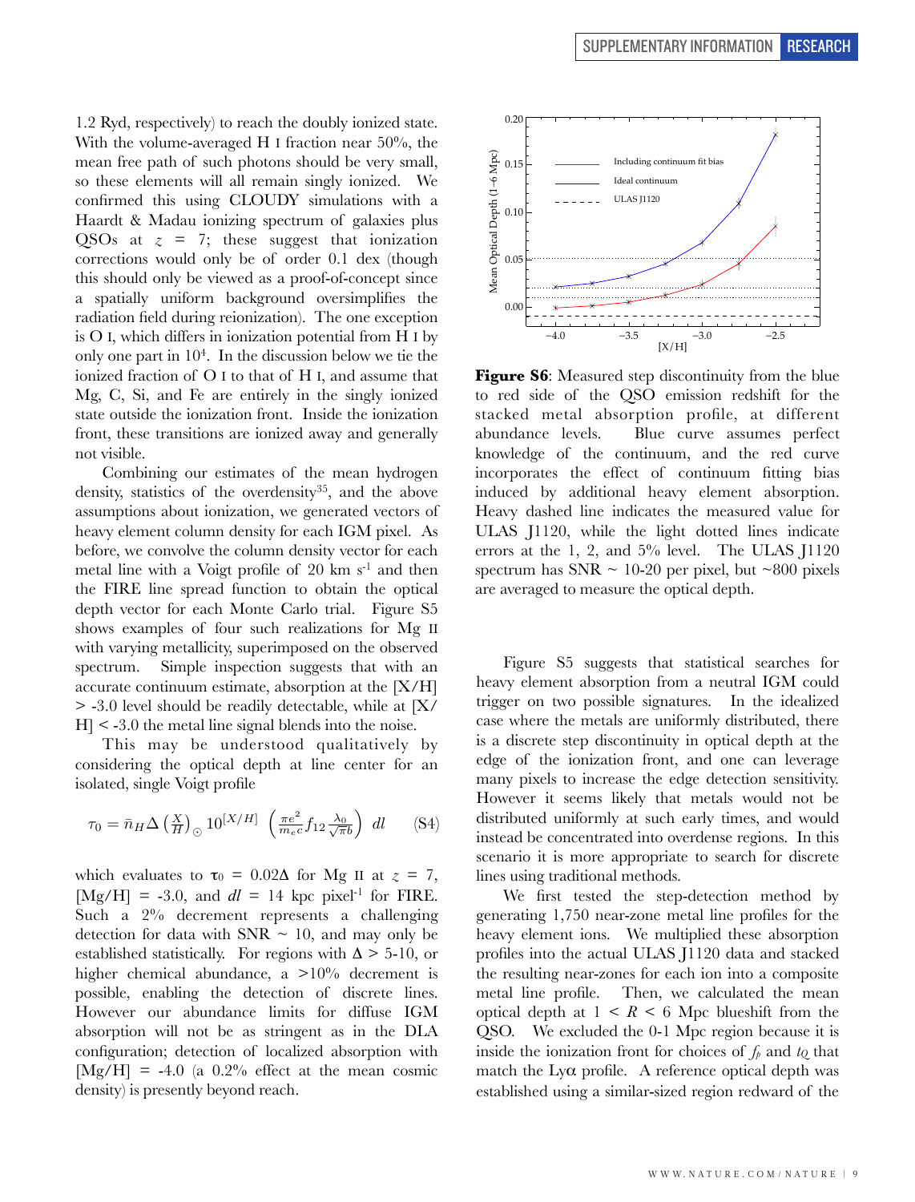1.2 Ryd, respectively) to reach the doubly ionized state. With the volume-averaged H I fraction near 50%, the mean free path of such photons should be very small, so these elements will all remain singly ionized. We confirmed this using CLOUDY simulations with a Haardt & Madau ionizing spectrum of galaxies plus QSOs at $z = 7$; these suggest that ionization corrections would only be of order 0.1 dex (though this should only be viewed as a proof-of-concept since a spatially uniform background oversimplifies the radiation field during reionization). The one exception is O I, which differs in ionization potential from H I by only one part in $10^4$. In the discussion below we tie the ionized fraction of O I to that of H I, and assume that Mg, C, Si, and Fe are entirely in the singly ionized state outside the ionization front. Inside the ionization front, these transitions are ionized away and generally not visible.

Combining our estimates of the mean hydrogen density, statistics of the overdensity[35], and the above assumptions about ionization, we generated vectors of heavy element column density for each IGM pixel. As before, we convolve the column density vector for each metal line with a Voigt profile of 20 km s$^{-1}$ and then the FIRE line spread function to obtain the optical depth vector for each Monte Carlo trial. Figure S5 shows examples of four such realizations for Mg II with varying metallicity, superimposed on the observed spectrum. Simple inspection suggests that with an accurate continuum estimate, absorption at the [X/H] > -3.0 level should be readily detectable, while at [X/H] < -3.0 the metal line signal blends into the noise.

This may be understood qualitatively by considering the optical depth at line center for an isolated, single Voigt profile

$$\tau_0 = \bar{n}_H \Delta \left(\frac{X}{H}\right)_\odot 10^{[X/H]} \left(\frac{\pi e^2}{m_e c} f_{12} \frac{\lambda_0}{\sqrt{\pi} b}\right) dl \qquad \text{(S4)}$$

which evaluates to $\tau_0 = 0.02\Delta$ for Mg II at $z = 7$, [Mg/H] = -3.0, and $dl = 14$ kpc pixel$^{-1}$ for FIRE. Such a 2% decrement represents a challenging detection for data with SNR ~ 10, and may only be established statistically. For regions with $\Delta > 5$-10, or higher chemical abundance, a >10% decrement is possible, enabling the detection of discrete lines. However our abundance limits for diffuse IGM absorption will not be as stringent as in the DLA configuration; detection of localized absorption with [Mg/H] = -4.0 (a 0.2% effect at the mean cosmic density) is presently beyond reach.

**Figure S6**: Measured step discontinuity from the blue to red side of the QSO emission redshift for the stacked metal absorption profile, at different abundance levels. Blue curve assumes perfect knowledge of the continuum, and the red curve incorporates the effect of continuum fitting bias induced by additional heavy element absorption. Heavy dashed line indicates the measured value for ULAS J1120, while the light dotted lines indicate errors at the 1, 2, and 5% level. The ULAS J1120 spectrum has SNR ~ 10-20 per pixel, but ~800 pixels are averaged to measure the optical depth.

Figure S5 suggests that statistical searches for heavy element absorption from a neutral IGM could trigger on two possible signatures. In the idealized case where the metals are uniformly distributed, there is a discrete step discontinuity in optical depth at the edge of the ionization front, and one can leverage many pixels to increase the edge detection sensitivity. However it seems likely that metals would not be distributed uniformly at such early times, and would instead be concentrated into overdense regions. In this scenario it is more appropriate to search for discrete lines using traditional methods.

We first tested the step-detection method by generating 1,750 near-zone metal line profiles for the heavy element ions. We multiplied these absorption profiles into the actual ULAS J1120 data and stacked the resulting near-zones for each ion into a composite metal line profile. Then, we calculated the mean optical depth at $1 < R < 6$ Mpc blueshift from the QSO. We excluded the 0-1 Mpc region because it is inside the ionization front for choices of $f_p$ and $t_Q$ that match the Lyα profile. A reference optical depth was established using a similar-sized region redward of the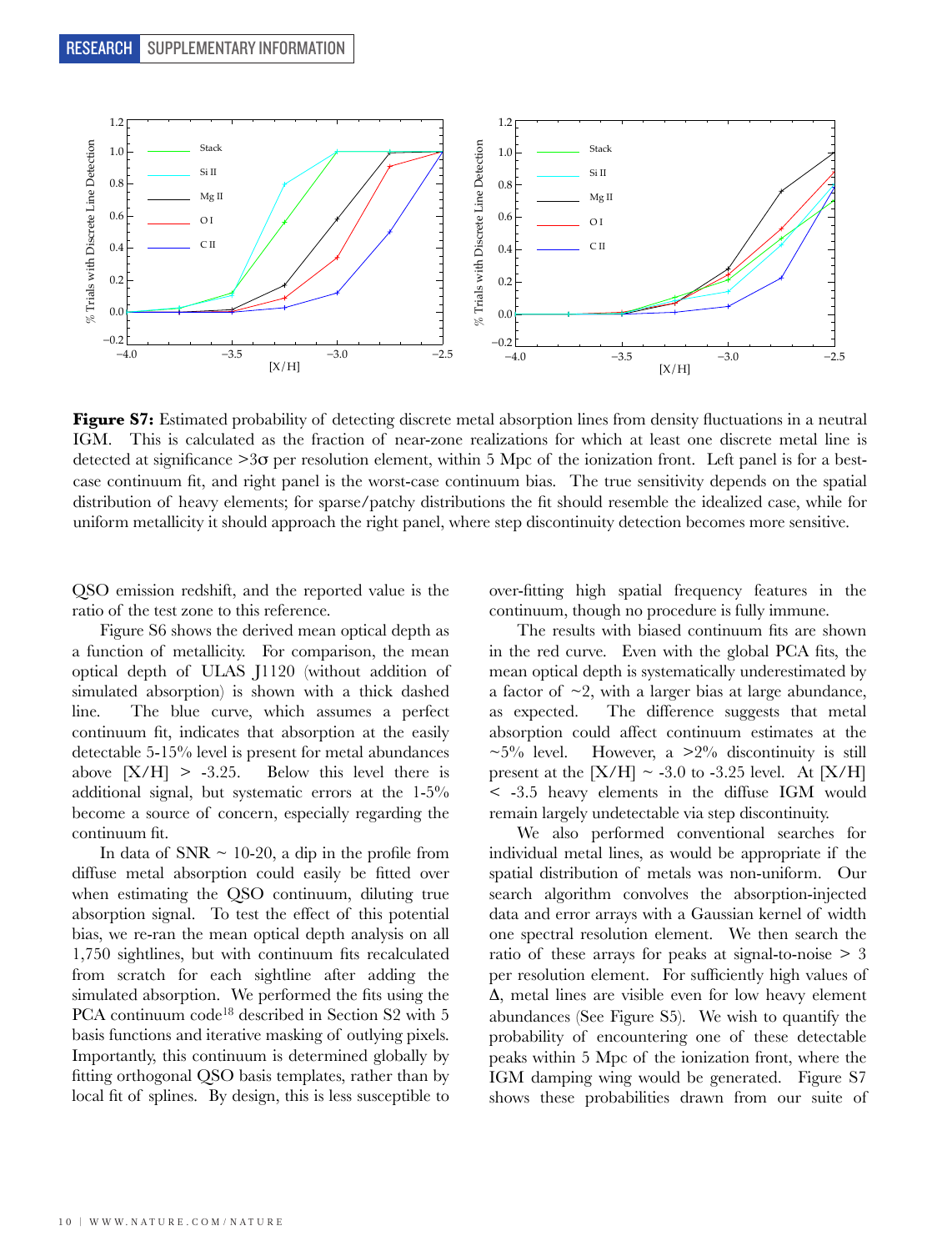**Figure S7:** Estimated probability of detecting discrete metal absorption lines from density fluctuations in a neutral IGM. This is calculated as the fraction of near-zone realizations for which at least one discrete metal line is detected at significance >3σ per resolution element, within 5 Mpc of the ionization front. Left panel is for a best-case continuum fit, and right panel is the worst-case continuum bias. The true sensitivity depends on the spatial distribution of heavy elements; for sparse/patchy distributions the fit should resemble the idealized case, while for uniform metallicity it should approach the right panel, where step discontinuity detection becomes more sensitive.

QSO emission redshift, and the reported value is the ratio of the test zone to this reference.

Figure S6 shows the derived mean optical depth as a function of metallicity. For comparison, the mean optical depth of ULAS J1120 (without addition of simulated absorption) is shown with a thick dashed line. The blue curve, which assumes a perfect continuum fit, indicates that absorption at the easily detectable 5-15% level is present for metal abundances above [X/H] > -3.25. Below this level there is additional signal, but systematic errors at the 1-5% become a source of concern, especially regarding the continuum fit.

In data of SNR ~ 10-20, a dip in the profile from diffuse metal absorption could easily be fitted over when estimating the QSO continuum, diluting true absorption signal. To test the effect of this potential bias, we re-ran the mean optical depth analysis on all 1,750 sightlines, but with continuum fits recalculated from scratch for each sightline after adding the simulated absorption. We performed the fits using the PCA continuum code[18] described in Section S2 with 5 basis functions and iterative masking of outlying pixels. Importantly, this continuum is determined globally by fitting orthogonal QSO basis templates, rather than by local fit of splines. By design, this is less susceptible to over-fitting high spatial frequency features in the continuum, though no procedure is fully immune.

The results with biased continuum fits are shown in the red curve. Even with the global PCA fits, the mean optical depth is systematically underestimated by a factor of ~2, with a larger bias at large abundance, as expected. The difference suggests that metal absorption could affect continuum estimates at the ~5% level. However, a >2% discontinuity is still present at the [X/H] ~ -3.0 to -3.25 level. At [X/H] < -3.5 heavy elements in the diffuse IGM would remain largely undetectable via step discontinuity.

We also performed conventional searches for individual metal lines, as would be appropriate if the spatial distribution of metals was non-uniform. Our search algorithm convolves the absorption-injected data and error arrays with a Gaussian kernel of width one spectral resolution element. We then search the ratio of these arrays for peaks at signal-to-noise > 3 per resolution element. For sufficiently high values of Δ, metal lines are visible even for low heavy element abundances (See Figure S5). We wish to quantify the probability of encountering one of these detectable peaks within 5 Mpc of the ionization front, where the IGM damping wing would be generated. Figure S7 shows these probabilities drawn from our suite of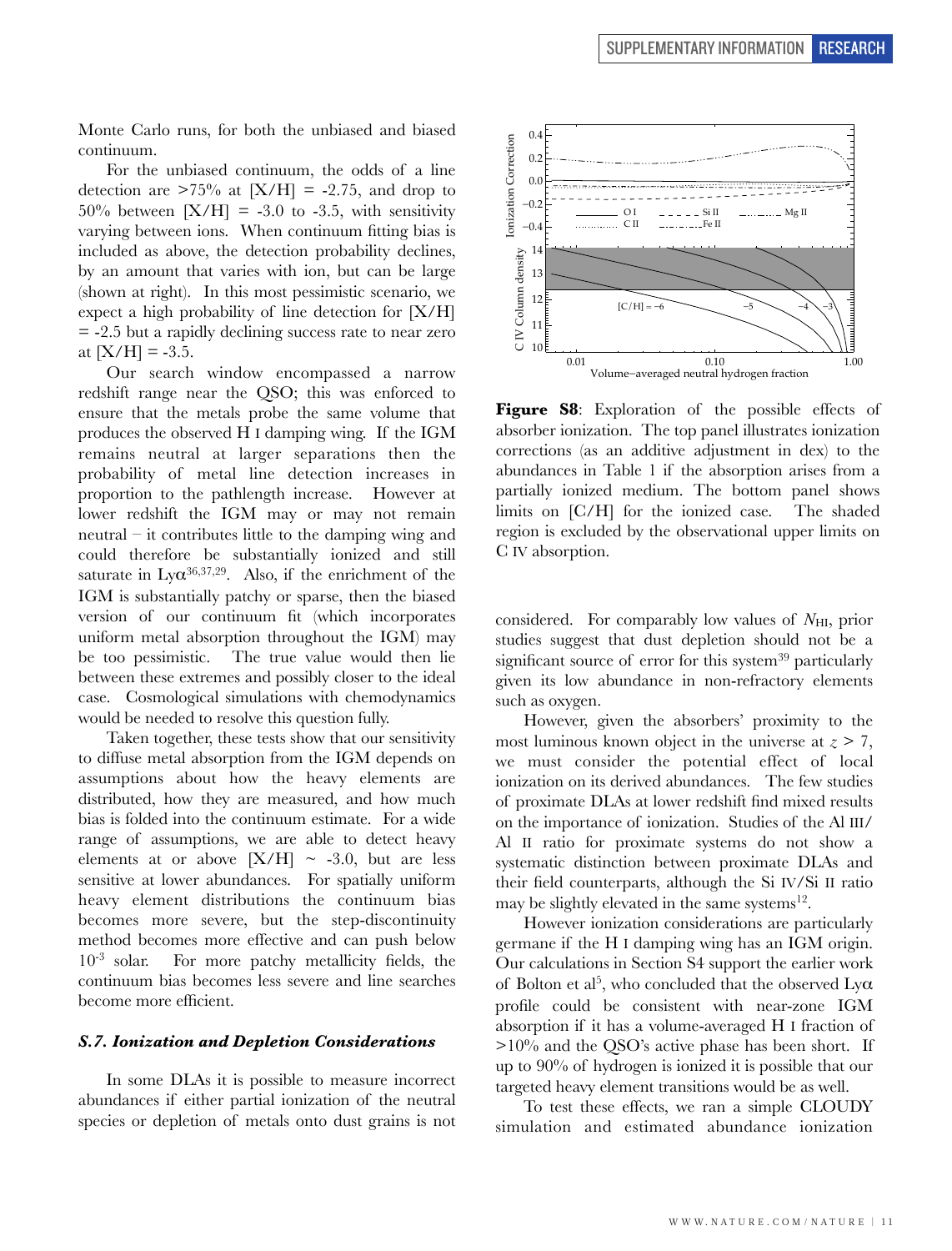Monte Carlo runs, for both the unbiased and biased continuum.

For the unbiased continuum, the odds of a line detection are >75% at [X/H] = -2.75, and drop to 50% between [X/H] = -3.0 to -3.5, with sensitivity varying between ions. When continuum fitting bias is included as above, the detection probability declines, by an amount that varies with ion, but can be large (shown at right). In this most pessimistic scenario, we expect a high probability of line detection for [X/H] = -2.5 but a rapidly declining success rate to near zero at [X/H] = -3.5.

Our search window encompassed a narrow redshift range near the QSO; this was enforced to ensure that the metals probe the same volume that produces the observed H I damping wing. If the IGM remains neutral at larger separations then the probability of metal line detection increases in proportion to the pathlength increase. However at lower redshift the IGM may or may not remain neutral – it contributes little to the damping wing and could therefore be substantially ionized and still saturate in Ly$\alpha$[36,37,29]. Also, if the enrichment of the IGM is substantially patchy or sparse, then the biased version of our continuum fit (which incorporates uniform metal absorption throughout the IGM) may be too pessimistic. The true value would then lie between these extremes and possibly closer to the ideal case. Cosmological simulations with chemodynamics would be needed to resolve this question fully.

Taken together, these tests show that our sensitivity to diffuse metal absorption from the IGM depends on assumptions about how the heavy elements are distributed, how they are measured, and how much bias is folded into the continuum estimate. For a wide range of assumptions, we are able to detect heavy elements at or above [X/H] ~ -3.0, but are less sensitive at lower abundances. For spatially uniform heavy element distributions the continuum bias becomes more severe, but the step-discontinuity method becomes more effective and can push below $10^{-3}$ solar. For more patchy metallicity fields, the continuum bias becomes less severe and line searches become more efficient.

### *S.7. Ionization and Depletion Considerations*

In some DLAs it is possible to measure incorrect abundances if either partial ionization of the neutral species or depletion of metals onto dust grains is not considered. For comparably low values of $N_{\rm HI}$, prior studies suggest that dust depletion should not be a significant source of error for this system[39] particularly given its low abundance in non-refractory elements such as oxygen.

However, given the absorbers' proximity to the most luminous known object in the universe at $z > 7$, we must consider the potential effect of local ionization on its derived abundances. The few studies of proximate DLAs at lower redshift find mixed results on the importance of ionization. Studies of the Al III/Al II ratio for proximate systems do not show a systematic distinction between proximate DLAs and their field counterparts, although the Si IV/Si II ratio may be slightly elevated in the same systems[12].

However ionization considerations are particularly germane if the H I damping wing has an IGM origin. Our calculations in Section S4 support the earlier work of Bolton et al[5], who concluded that the observed Ly$\alpha$ profile could be consistent with near-zone IGM absorption if it has a volume-averaged H I fraction of >10% and the QSO's active phase has been short. If up to 90% of hydrogen is ionized it is possible that our targeted heavy element transitions would be as well.

To test these effects, we ran a simple CLOUDY simulation and estimated abundance ionization

**Figure S8**: Exploration of the possible effects of absorber ionization. The top panel illustrates ionization corrections (as an additive adjustment in dex) to the abundances in Table 1 if the absorption arises from a partially ionized medium. The bottom panel shows limits on [C/H] for the ionized case. The shaded region is excluded by the observational upper limits on C IV absorption.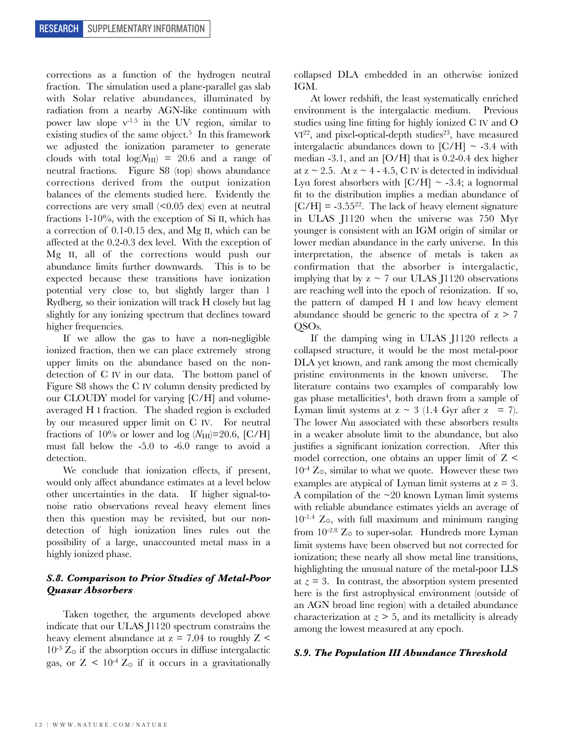corrections as a function of the hydrogen neutral fraction. The simulation used a plane-parallel gas slab with Solar relative abundances, illuminated by radiation from a nearby AGN-like continuum with power law slope $\nu^{-1.5}$ in the UV region, similar to existing studies of the same object.[5] In this framework we adjusted the ionization parameter to generate clouds with total $\log(N_{\rm HI})$ = 20.6 and a range of neutral fractions. Figure S8 (top) shows abundance corrections derived from the output ionization balances of the elements studied here. Evidently the corrections are very small (<0.05 dex) even at neutral fractions 1-10%, with the exception of Si II, which has a correction of 0.1-0.15 dex, and Mg II, which can be affected at the 0.2-0.3 dex level. With the exception of Mg II, all of the corrections would push our abundance limits further downwards. This is to be expected because these transitions have ionization potential very close to, but slightly larger than 1 Rydberg, so their ionization will track H closely but lag slightly for any ionizing spectrum that declines toward higher frequencies.

If we allow the gas to have a non-negligible ionized fraction, then we can place extremely strong upper limits on the abundance based on the non-detection of C IV in our data. The bottom panel of Figure S8 shows the C IV column density predicted by our CLOUDY model for varying [C/H] and volume-averaged H I fraction. The shaded region is excluded by our measured upper limit on C IV. For neutral fractions of 10% or lower and $\log(N_{\rm HI})$=20.6, [C/H] must fall below the -5.0 to -6.0 range to avoid a detection.

We conclude that ionization effects, if present, would only affect abundance estimates at a level below other uncertainties in the data. If higher signal-to-noise ratio observations reveal heavy element lines then this question may be revisited, but our non-detection of high ionization lines rules out the possibility of a large, unaccounted metal mass in a highly ionized phase.

### *S.8. Comparison to Prior Studies of Metal-Poor Quasar Absorbers*

Taken together, the arguments developed above indicate that our ULAS J1120 spectrum constrains the heavy element abundance at z = 7.04 to roughly $Z < 10^{-3}\ Z_\odot$ if the absorption occurs in diffuse intergalactic gas, or $Z < 10^{-4}\ Z_\odot$ if it occurs in a gravitationally collapsed DLA embedded in an otherwise ionized IGM.

At lower redshift, the least systematically enriched environment is the intergalactic medium. Previous studies using line fitting for highly ionized C IV and O VI[22], and pixel-optical-depth studies[23], have measured intergalactic abundances down to [C/H] ~ -3.4 with median -3.1, and an [O/H] that is 0.2-0.4 dex higher at z ~ 2.5. At z ~ 4 - 4.5, C IV is detected in individual Lyα forest absorbers with [C/H] ~ -3.4; a lognormal fit to the distribution implies a median abundance of [C/H] = -3.55[22]. The lack of heavy element signature in ULAS J1120 when the universe was 750 Myr younger is consistent with an IGM origin of similar or lower median abundance in the early universe. In this interpretation, the absence of metals is taken as confirmation that the absorber is intergalactic, implying that by z ~ 7 our ULAS J1120 observations are reaching well into the epoch of reionization. If so, the pattern of damped H I and low heavy element abundance should be generic to the spectra of z > 7 QSOs.

If the damping wing in ULAS J1120 reflects a collapsed structure, it would be the most metal-poor DLA yet known, and rank among the most chemically pristine environments in the known universe. The literature contains two examples of comparably low gas phase metallicities[4], both drawn from a sample of Lyman limit systems at z ~ 3 (1.4 Gyr after z = 7). The lower $N_{\rm HI}$ associated with these absorbers results in a weaker absolute limit to the abundance, but also justifies a significant ionization correction. After this model correction, one obtains an upper limit of $Z < 10^{-4}\ Z_\odot$, similar to what we quote. However these two examples are atypical of Lyman limit systems at z = 3. A compilation of the ~20 known Lyman limit systems with reliable abundance estimates yields an average of $10^{-1.4}\ Z_\odot$, with full maximum and minimum ranging from $10^{-2.8}\ Z_\odot$ to super-solar. Hundreds more Lyman limit systems have been observed but not corrected for ionization; these nearly all show metal line transitions, highlighting the unusual nature of the metal-poor LLS at $z = 3$. In contrast, the absorption system presented here is the first astrophysical environment (outside of an AGN broad line region) with a detailed abundance characterization at $z > 5$, and its metallicity is already among the lowest measured at any epoch.

### *S.9. The Population III Abundance Threshold*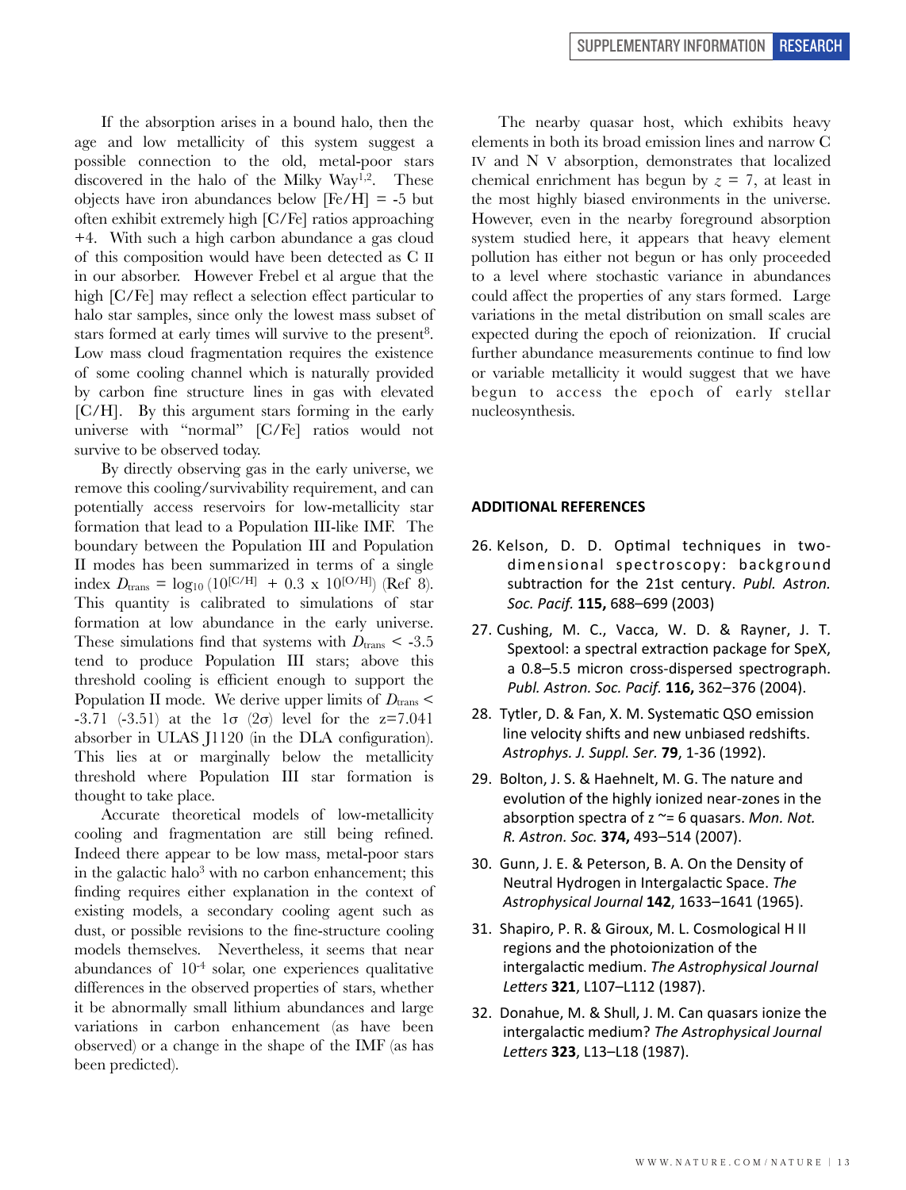If the absorption arises in a bound halo, then the age and low metallicity of this system suggest a possible connection to the old, metal-poor stars discovered in the halo of the Milky Way[1,2]. These objects have iron abundances below [Fe/H] = -5 but often exhibit extremely high [C/Fe] ratios approaching +4. With such a high carbon abundance a gas cloud of this composition would have been detected as C II in our absorber. However Frebel et al argue that the high [C/Fe] may reflect a selection effect particular to halo star samples, since only the lowest mass subset of stars formed at early times will survive to the present[8]. Low mass cloud fragmentation requires the existence of some cooling channel which is naturally provided by carbon fine structure lines in gas with elevated [C/H]. By this argument stars forming in the early universe with "normal" [C/Fe] ratios would not survive to be observed today.

By directly observing gas in the early universe, we remove this cooling/survivability requirement, and can potentially access reservoirs for low-metallicity star formation that lead to a Population III-like IMF. The boundary between the Population III and Population II modes has been summarized in terms of a single index $D_{\rm trans} = \log_{10}(10^{[C/H]} + 0.3 \times 10^{[O/H]})$ (Ref 8). This quantity is calibrated to simulations of star formation at low abundance in the early universe. These simulations find that systems with $D_{\rm trans} < -3.5$ tend to produce Population III stars; above this threshold cooling is efficient enough to support the Population II mode. We derive upper limits of $D_{\rm trans} < -3.71$ ($-3.51$) at the $1\sigma$ ($2\sigma$) level for the z=7.041 absorber in ULAS J1120 (in the DLA configuration). This lies at or marginally below the metallicity threshold where Population III star formation is thought to take place.

Accurate theoretical models of low-metallicity cooling and fragmentation are still being refined. Indeed there appear to be low mass, metal-poor stars in the galactic halo[3] with no carbon enhancement; this finding requires either explanation in the context of existing models, a secondary cooling agent such as dust, or possible revisions to the fine-structure cooling models themselves. Nevertheless, it seems that near abundances of $10^{-4}$ solar, one experiences qualitative differences in the observed properties of stars, whether it be abnormally small lithium abundances and large variations in carbon enhancement (as have been observed) or a change in the shape of the IMF (as has been predicted).

The nearby quasar host, which exhibits heavy elements in both its broad emission lines and narrow C IV and N V absorption, demonstrates that localized chemical enrichment has begun by $z = 7$, at least in the most highly biased environments in the universe. However, even in the nearby foreground absorption system studied here, it appears that heavy element pollution has either not begun or has only proceeded to a level where stochastic variance in abundances could affect the properties of any stars formed. Large variations in the metal distribution on small scales are expected during the epoch of reionization. If crucial further abundance measurements continue to find low or variable metallicity it would suggest that we have begun to access the epoch of early stellar nucleosynthesis.

## ADDITIONAL REFERENCES

26. Kelson, D. D. Optimal techniques in two-dimensional spectroscopy: background subtraction for the 21st century. *Publ. Astron. Soc. Pacif.* **115,** 688–699 (2003)
27. Cushing, M. C., Vacca, W. D. & Rayner, J. T. Spextool: a spectral extraction package for SpeX, a 0.8–5.5 micron cross-dispersed spectrograph. *Publ. Astron. Soc. Pacif.* **116,** 362–376 (2004).
28. Tytler, D. & Fan, X. M. Systematic QSO emission line velocity shifts and new unbiased redshifts. *Astrophys. J. Suppl. Ser.* **79**, 1-36 (1992).
29. Bolton, J. S. & Haehnelt, M. G. The nature and evolution of the highly ionized near-zones in the absorption spectra of z ~= 6 quasars. *Mon. Not. R. Astron. Soc.* **374,** 493–514 (2007).
30. Gunn, J. E. & Peterson, B. A. On the Density of Neutral Hydrogen in Intergalactic Space. *The Astrophysical Journal* **142**, 1633–1641 (1965).
31. Shapiro, P. R. & Giroux, M. L. Cosmological H II regions and the photoionization of the intergalactic medium. *The Astrophysical Journal Letters* **321**, L107–L112 (1987).
32. Donahue, M. & Shull, J. M. Can quasars ionize the intergalactic medium? *The Astrophysical Journal Letters* **323**, L13–L18 (1987).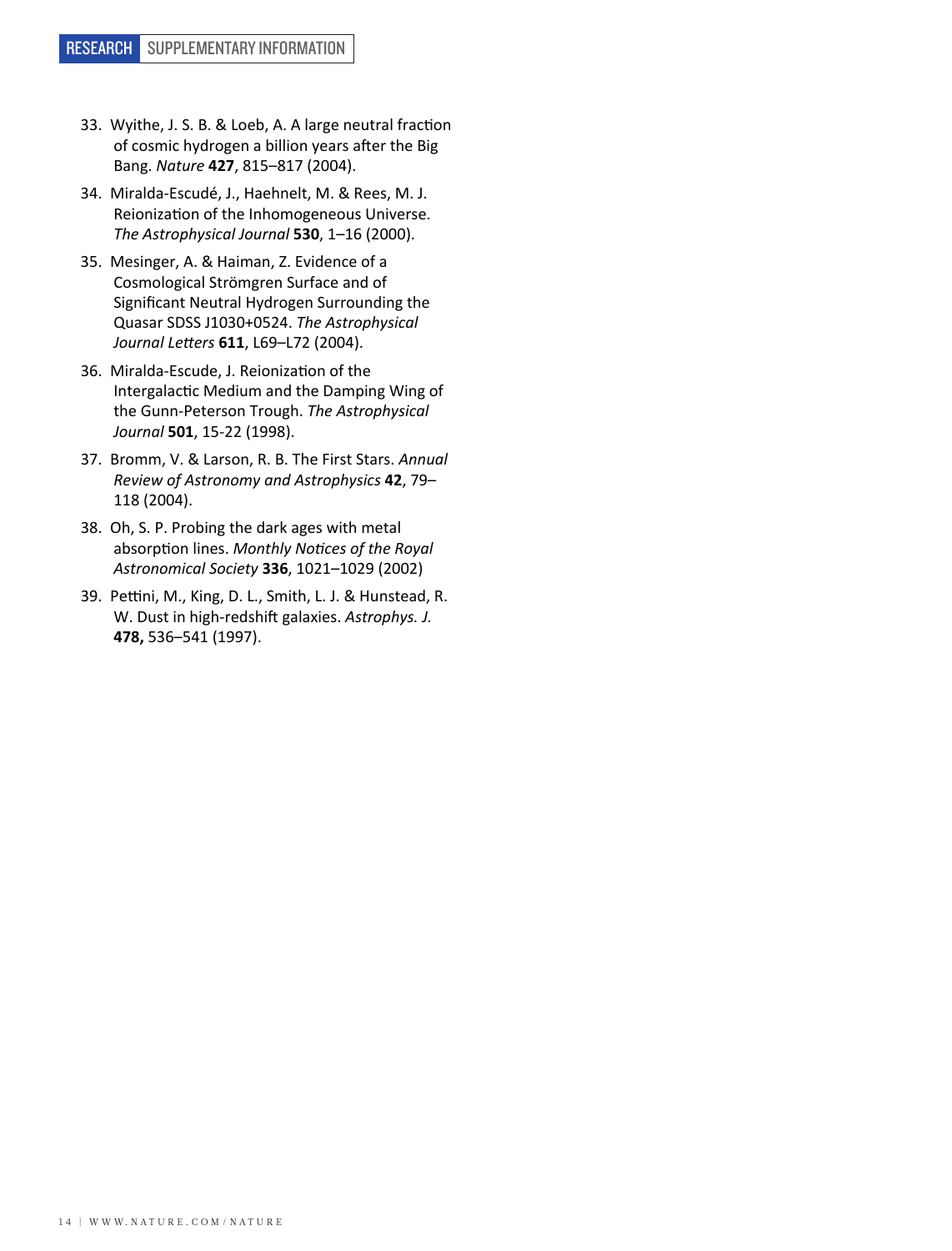33. Wyithe, J. S. B. & Loeb, A. A large neutral fraction of cosmic hydrogen a billion years after the Big Bang. *Nature* **427**, 815–817 (2004).
34. Miralda-Escudé, J., Haehnelt, M. & Rees, M. J. Reionization of the Inhomogeneous Universe. *The Astrophysical Journal* **530**, 1–16 (2000).
35. Mesinger, A. & Haiman, Z. Evidence of a Cosmological Strömgren Surface and of Significant Neutral Hydrogen Surrounding the Quasar SDSS J1030+0524. *The Astrophysical Journal Letters* **611**, L69–L72 (2004).
36. Miralda-Escude, J. Reionization of the Intergalactic Medium and the Damping Wing of the Gunn-Peterson Trough. *The Astrophysical Journal* **501**, 15-22 (1998).
37. Bromm, V. & Larson, R. B. The First Stars. *Annual Review of Astronomy and Astrophysics* **42**, 79–118 (2004).
38. Oh, S. P. Probing the dark ages with metal absorption lines. *Monthly Notices of the Royal Astronomical Society* **336**, 1021–1029 (2002)
39. Pettini, M., King, D. L., Smith, L. J. & Hunstead, R. W. Dust in high-redshift galaxies. *Astrophys. J.* **478,** 536–541 (1997).